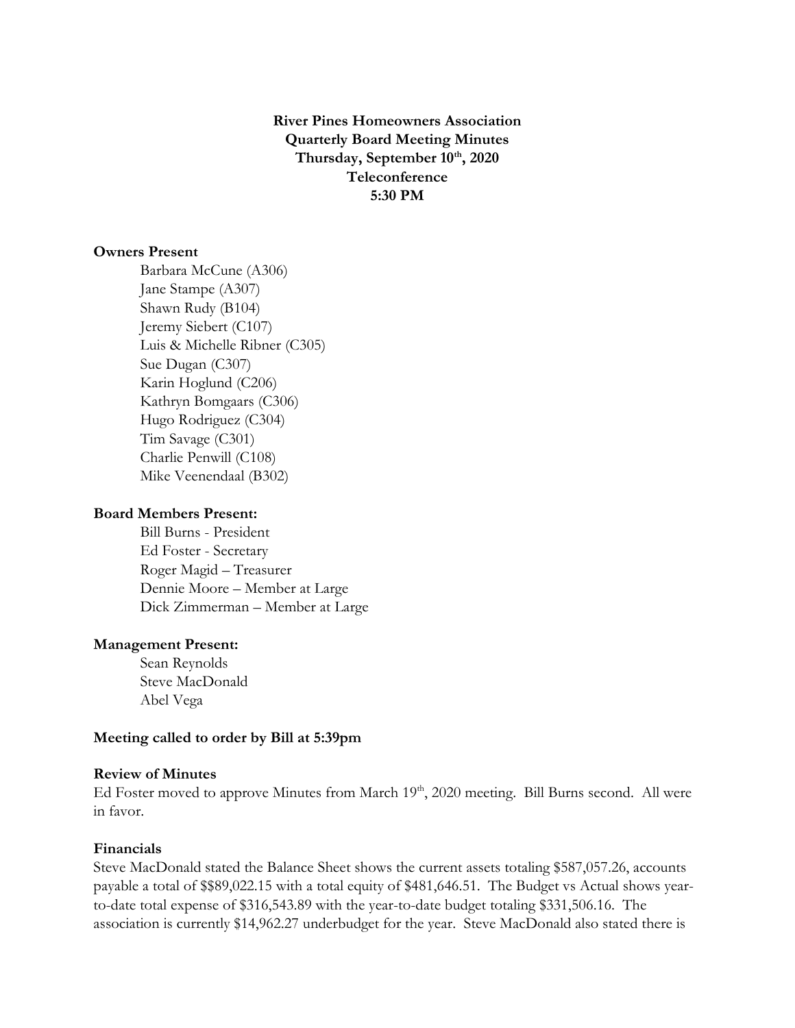# River Pines Homeowners Association
## Quarterly Board Meeting Minutes
## Thursday, September 10th, 2020
## Teleconference
## 5:30 PM

**Owners Present**

Barbara McCune (A306)
Jane Stampe (A307)
Shawn Rudy (B104)
Jeremy Siebert (C107)
Luis & Michelle Ribner (C305)
Sue Dugan (C307)
Karin Hoglund (C206)
Kathryn Bomgaars (C306)
Hugo Rodriguez (C304)
Tim Savage (C301)
Charlie Penwill (C108)
Mike Veenendaal (B302)

**Board Members Present:**

Bill Burns - President
Ed Foster - Secretary
Roger Magid – Treasurer
Dennie Moore – Member at Large
Dick Zimmerman – Member at Large

**Management Present:**

Sean Reynolds
Steve MacDonald
Abel Vega

**Meeting called to order by Bill at 5:39pm**

**Review of Minutes**

Ed Foster moved to approve Minutes from March 19th, 2020 meeting. Bill Burns second. All were in favor.

**Financials**

Steve MacDonald stated the Balance Sheet shows the current assets totaling $587,057.26, accounts payable a total of $$89,022.15 with a total equity of $481,646.51. The Budget vs Actual shows year-to-date total expense of $316,543.89 with the year-to-date budget totaling $331,506.16. The association is currently $14,962.27 underbudget for the year. Steve MacDonald also stated there is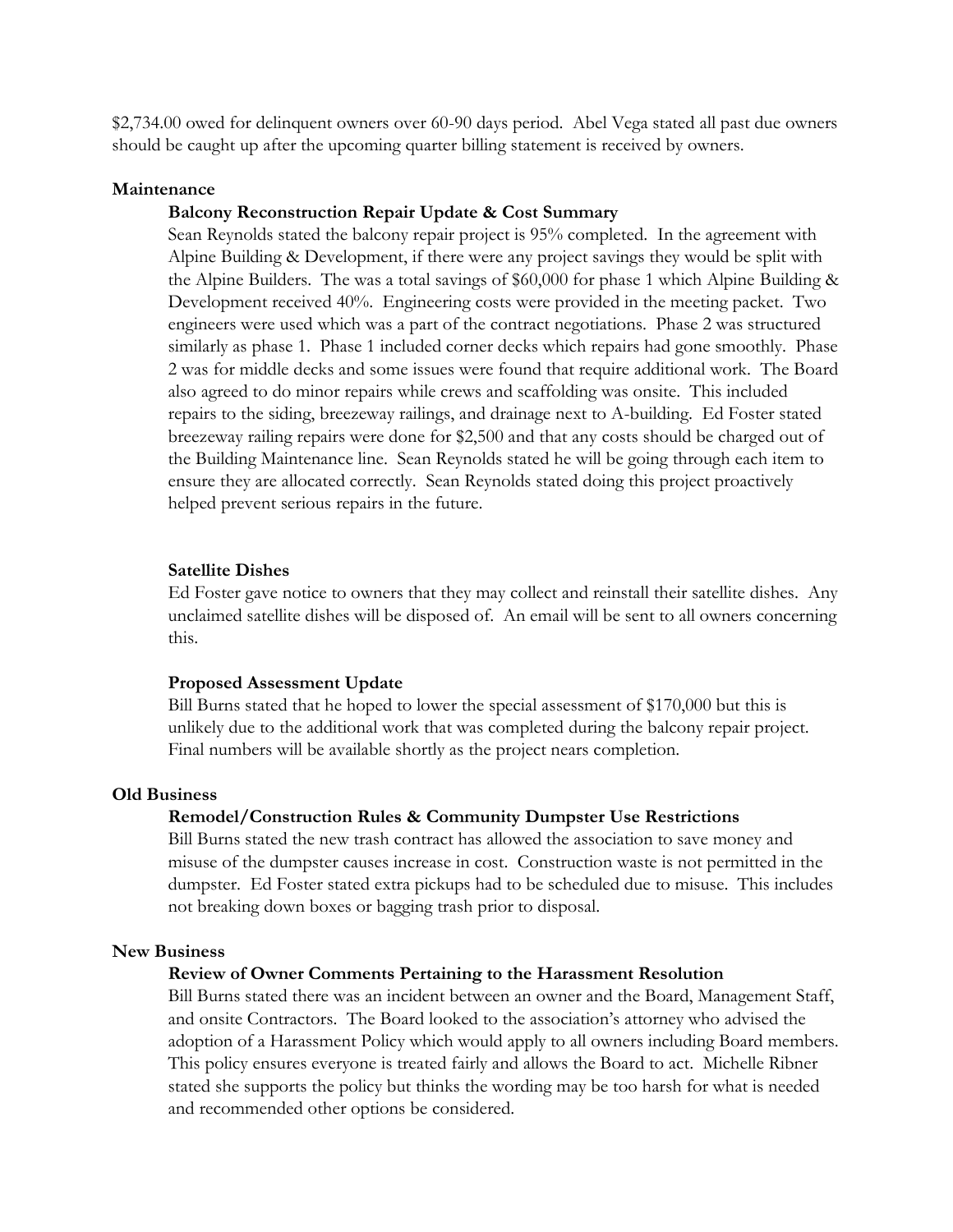$2,734.00 owed for delinquent owners over 60-90 days period. Abel Vega stated all past due owners should be caught up after the upcoming quarter billing statement is received by owners.

**Maintenance**

**Balcony Reconstruction Repair Update & Cost Summary**

Sean Reynolds stated the balcony repair project is 95% completed. In the agreement with Alpine Building & Development, if there were any project savings they would be split with the Alpine Builders. The was a total savings of $60,000 for phase 1 which Alpine Building & Development received 40%. Engineering costs were provided in the meeting packet. Two engineers were used which was a part of the contract negotiations. Phase 2 was structured similarly as phase 1. Phase 1 included corner decks which repairs had gone smoothly. Phase 2 was for middle decks and some issues were found that require additional work. The Board also agreed to do minor repairs while crews and scaffolding was onsite. This included repairs to the siding, breezeway railings, and drainage next to A-building. Ed Foster stated breezeway railing repairs were done for $2,500 and that any costs should be charged out of the Building Maintenance line. Sean Reynolds stated he will be going through each item to ensure they are allocated correctly. Sean Reynolds stated doing this project proactively helped prevent serious repairs in the future.

**Satellite Dishes**

Ed Foster gave notice to owners that they may collect and reinstall their satellite dishes. Any unclaimed satellite dishes will be disposed of. An email will be sent to all owners concerning this.

**Proposed Assessment Update**

Bill Burns stated that he hoped to lower the special assessment of $170,000 but this is unlikely due to the additional work that was completed during the balcony repair project. Final numbers will be available shortly as the project nears completion.

**Old Business**

**Remodel/Construction Rules & Community Dumpster Use Restrictions**

Bill Burns stated the new trash contract has allowed the association to save money and misuse of the dumpster causes increase in cost. Construction waste is not permitted in the dumpster. Ed Foster stated extra pickups had to be scheduled due to misuse. This includes not breaking down boxes or bagging trash prior to disposal.

**New Business**

**Review of Owner Comments Pertaining to the Harassment Resolution**

Bill Burns stated there was an incident between an owner and the Board, Management Staff, and onsite Contractors. The Board looked to the association's attorney who advised the adoption of a Harassment Policy which would apply to all owners including Board members. This policy ensures everyone is treated fairly and allows the Board to act. Michelle Ribner stated she supports the policy but thinks the wording may be too harsh for what is needed and recommended other options be considered.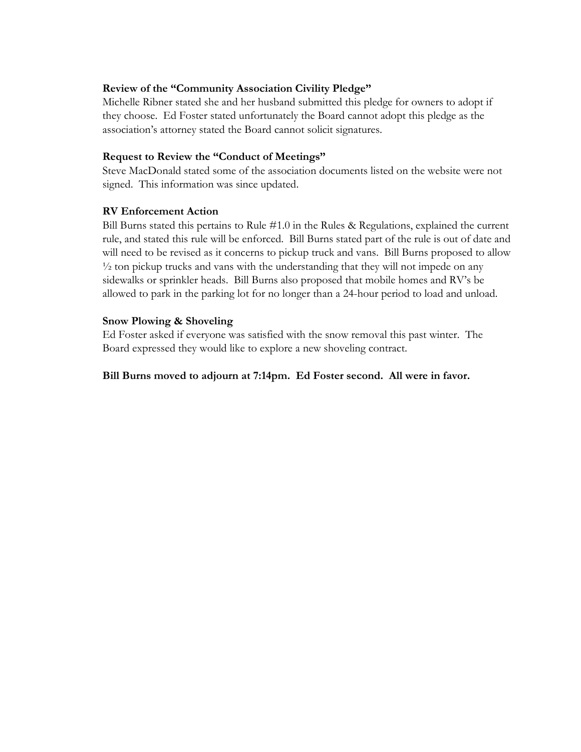**Review of the "Community Association Civility Pledge"**

Michelle Ribner stated she and her husband submitted this pledge for owners to adopt if they choose. Ed Foster stated unfortunately the Board cannot adopt this pledge as the association's attorney stated the Board cannot solicit signatures.

**Request to Review the "Conduct of Meetings"**

Steve MacDonald stated some of the association documents listed on the website were not signed. This information was since updated.

**RV Enforcement Action**

Bill Burns stated this pertains to Rule #1.0 in the Rules & Regulations, explained the current rule, and stated this rule will be enforced. Bill Burns stated part of the rule is out of date and will need to be revised as it concerns to pickup truck and vans. Bill Burns proposed to allow ½ ton pickup trucks and vans with the understanding that they will not impede on any sidewalks or sprinkler heads. Bill Burns also proposed that mobile homes and RV's be allowed to park in the parking lot for no longer than a 24-hour period to load and unload.

**Snow Plowing & Shoveling**

Ed Foster asked if everyone was satisfied with the snow removal this past winter. The Board expressed they would like to explore a new shoveling contract.

**Bill Burns moved to adjourn at 7:14pm. Ed Foster second. All were in favor.**